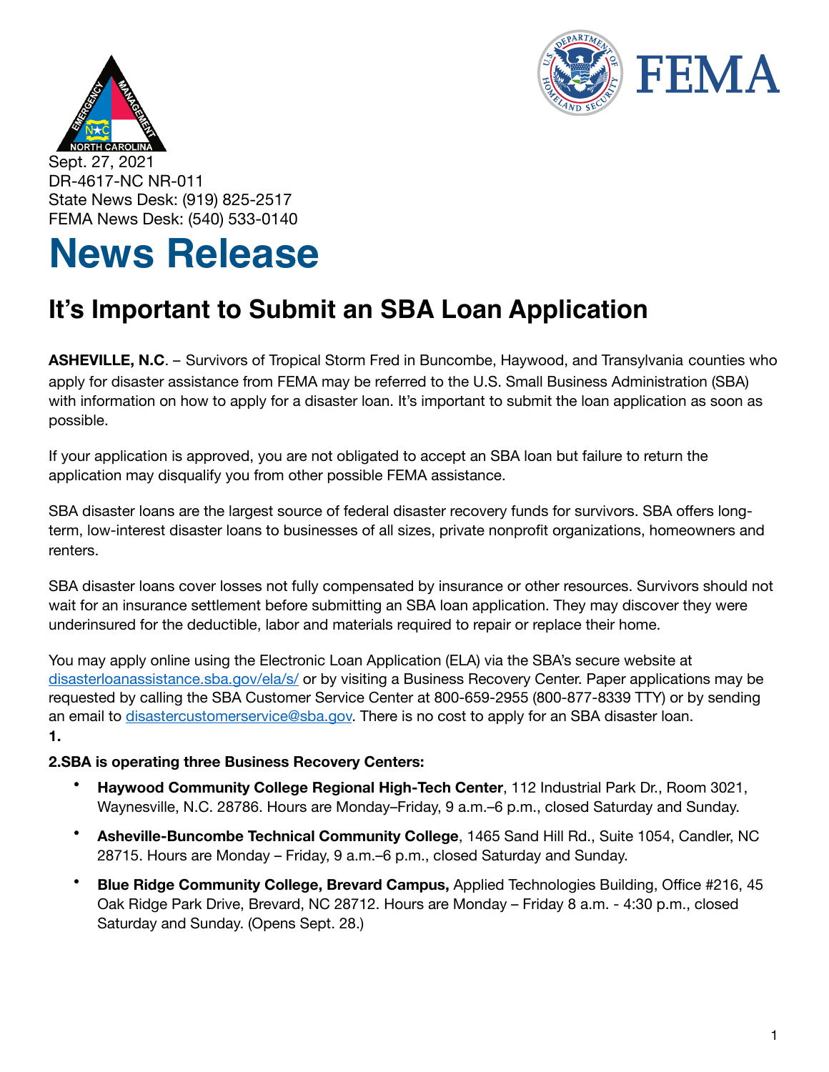Sept. 27, 2021
DR-4617-NC NR-011
State News Desk: (919) 825-2517
FEMA News Desk: (540) 533-0140

# News Release

## It's Important to Submit an SBA Loan Application

**ASHEVILLE, N.C**. – Survivors of Tropical Storm Fred in Buncombe, Haywood, and Transylvania counties who apply for disaster assistance from FEMA may be referred to the U.S. Small Business Administration (SBA) with information on how to apply for a disaster loan. It's important to submit the loan application as soon as possible.

If your application is approved, you are not obligated to accept an SBA loan but failure to return the application may disqualify you from other possible FEMA assistance.

SBA disaster loans are the largest source of federal disaster recovery funds for survivors. SBA offers long-term, low-interest disaster loans to businesses of all sizes, private nonprofit organizations, homeowners and renters.

SBA disaster loans cover losses not fully compensated by insurance or other resources. Survivors should not wait for an insurance settlement before submitting an SBA loan application. They may discover they were underinsured for the deductible, labor and materials required to repair or replace their home.

You may apply online using the Electronic Loan Application (ELA) via the SBA's secure website at disasterloanassistance.sba.gov/ela/s/ or by visiting a Business Recovery Center. Paper applications may be requested by calling the SBA Customer Service Center at 800-659-2955 (800-877-8339 TTY) or by sending an email to disastercustomerservice@sba.gov. There is no cost to apply for an SBA disaster loan.

**1.**

**2.SBA is operating three Business Recovery Centers:**

- **Haywood Community College Regional High-Tech Center**, 112 Industrial Park Dr., Room 3021, Waynesville, N.C. 28786. Hours are Monday–Friday, 9 a.m.–6 p.m., closed Saturday and Sunday.
- **Asheville-Buncombe Technical Community College**, 1465 Sand Hill Rd., Suite 1054, Candler, NC 28715. Hours are Monday – Friday, 9 a.m.–6 p.m., closed Saturday and Sunday.
- **Blue Ridge Community College, Brevard Campus,** Applied Technologies Building, Office #216, 45 Oak Ridge Park Drive, Brevard, NC 28712. Hours are Monday – Friday 8 a.m. - 4:30 p.m., closed Saturday and Sunday. (Opens Sept. 28.)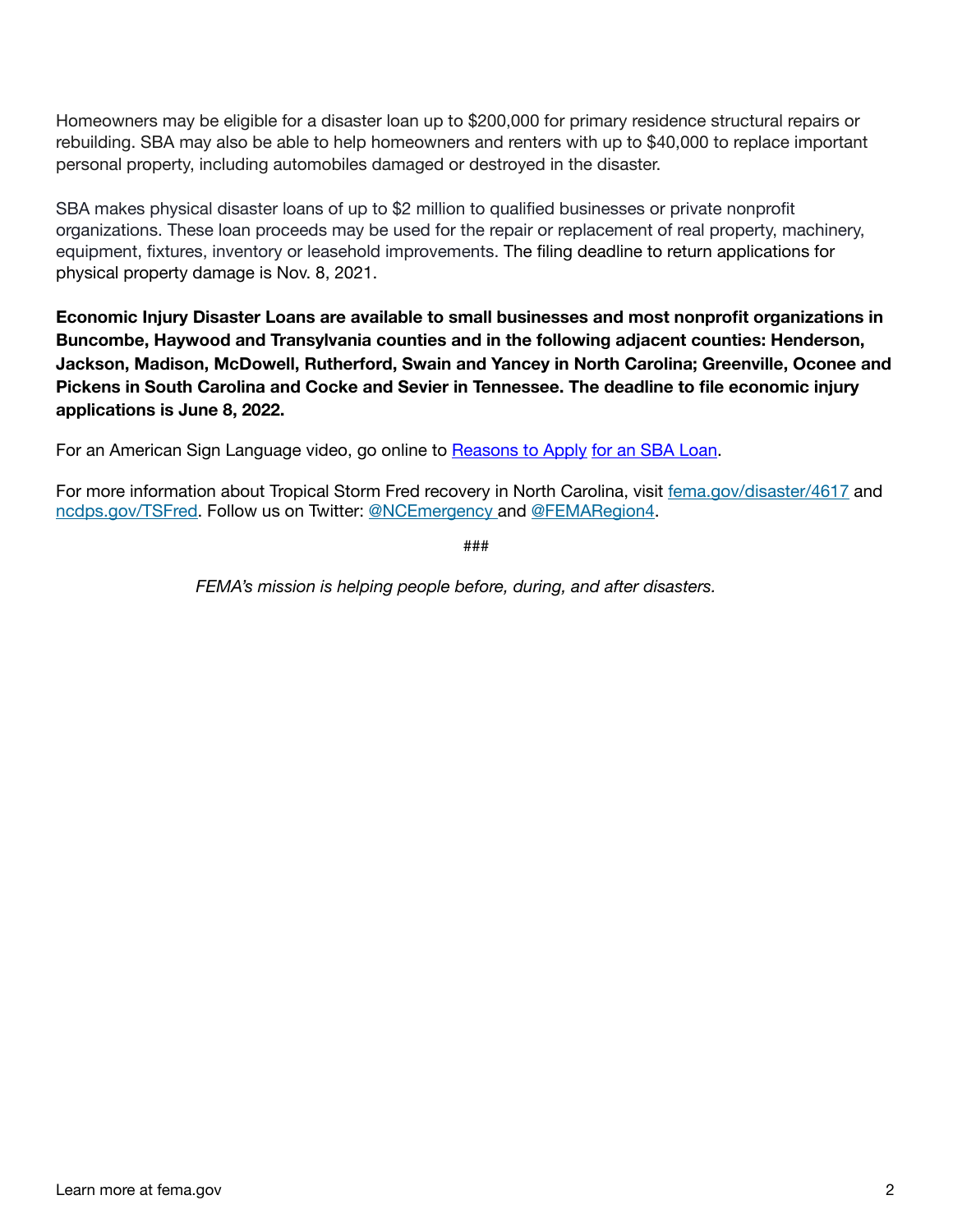Homeowners may be eligible for a disaster loan up to $200,000 for primary residence structural repairs or rebuilding. SBA may also be able to help homeowners and renters with up to $40,000 to replace important personal property, including automobiles damaged or destroyed in the disaster.

SBA makes physical disaster loans of up to $2 million to qualified businesses or private nonprofit organizations. These loan proceeds may be used for the repair or replacement of real property, machinery, equipment, fixtures, inventory or leasehold improvements. The filing deadline to return applications for physical property damage is Nov. 8, 2021.

**Economic Injury Disaster Loans are available to small businesses and most nonprofit organizations in Buncombe, Haywood and Transylvania counties and in the following adjacent counties: Henderson, Jackson, Madison, McDowell, Rutherford, Swain and Yancey in North Carolina; Greenville, Oconee and Pickens in South Carolina and Cocke and Sevier in Tennessee. The deadline to file economic injury applications is June 8, 2022.**

For an American Sign Language video, go online to [Reasons to Apply for an SBA Loan]().

For more information about Tropical Storm Fred recovery in North Carolina, visit [fema.gov/disaster/4617]() and [ncdps.gov/TSFred](). Follow us on Twitter: [@NCEmergency]() and [@FEMARegion4]().

###

*FEMA's mission is helping people before, during, and after disasters.*